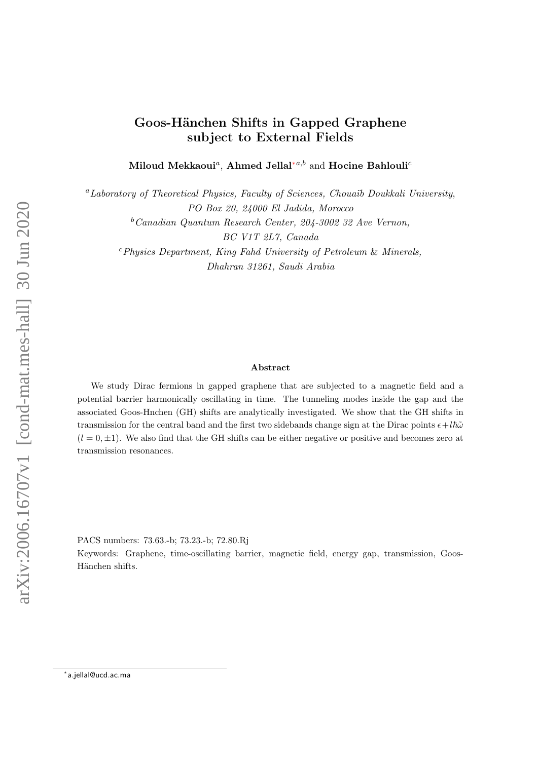# Goos-Hänchen Shifts in Gapped Graphene subject to External Fields

**Miloud Mekkaoui**[a], **Ahmed Jellal**[*a,b] and **Hocine Bahlouli**[c]

[a]*Laboratory of Theoretical Physics, Faculty of Sciences, Chouaïb Doukkali University, PO Box 20, 24000 El Jadida, Morocco*

[b]*Canadian Quantum Research Center, 204-3002 32 Ave Vernon, BC V1T 2L7, Canada*

[c]*Physics Department, King Fahd University of Petroleum & Minerals, Dhahran 31261, Saudi Arabia*

arXiv:2006.16707v1 [cond-mat.mes-hall] 30 Jun 2020

### Abstract

We study Dirac fermions in gapped graphene that are subjected to a magnetic field and a potential barrier harmonically oscillating in time. The tunneling modes inside the gap and the associated Goos-Hnchen (GH) shifts are analytically investigated. We show that the GH shifts in transmission for the central band and the first two sidebands change sign at the Dirac points $\epsilon + l\hbar\tilde{\omega}$ ($l = 0, \pm 1$). We also find that the GH shifts can be either negative or positive and becomes zero at transmission resonances.

PACS numbers: 73.63.-b; 73.23.-b; 72.80.Rj

Keywords: Graphene, time-oscillating barrier, magnetic field, energy gap, transmission, Goos-Hänchen shifts.

---

[*] a.jellal@ucd.ac.ma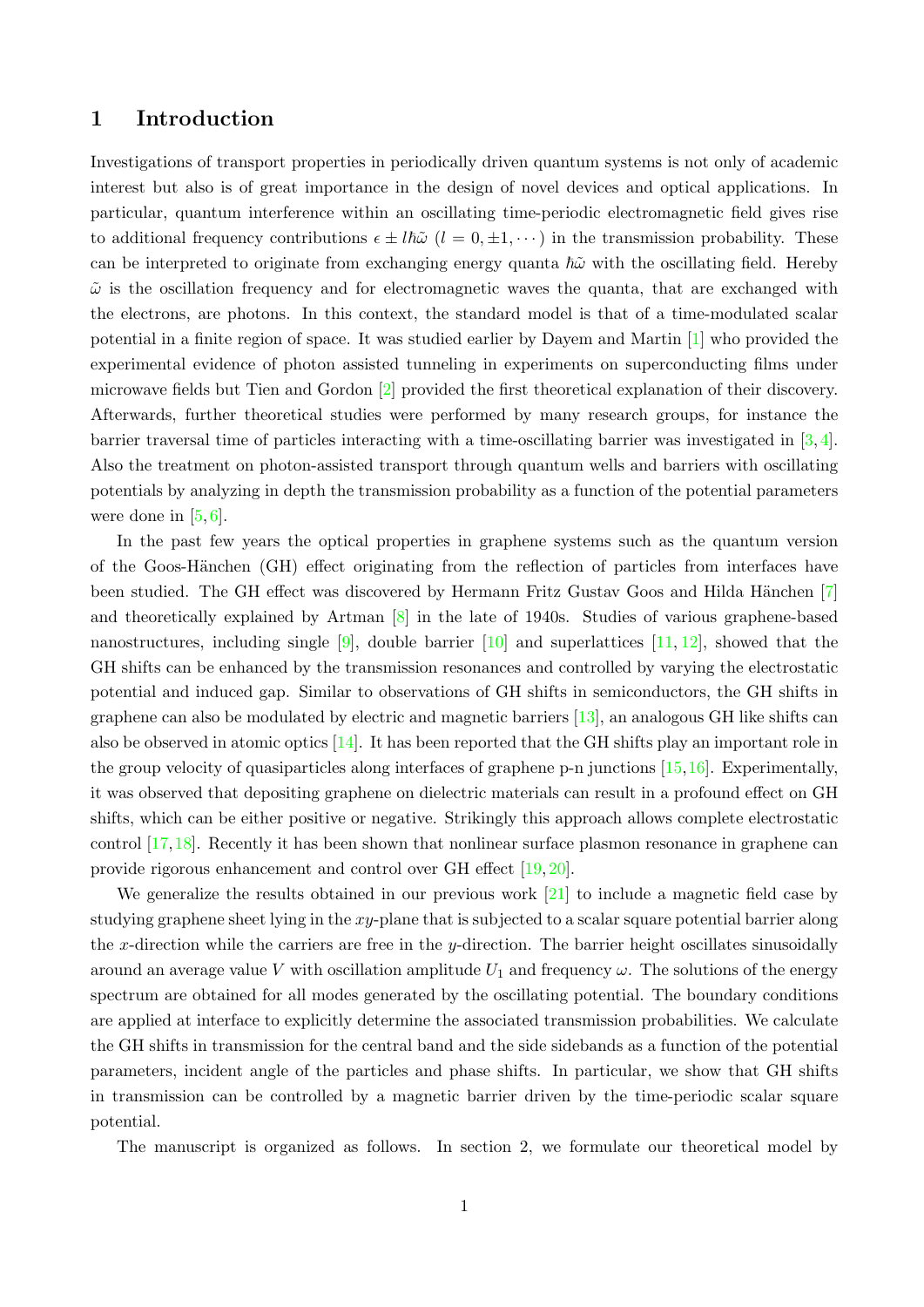# 1 Introduction

Investigations of transport properties in periodically driven quantum systems is not only of academic interest but also is of great importance in the design of novel devices and optical applications. In particular, quantum interference within an oscillating time-periodic electromagnetic field gives rise to additional frequency contributions $\epsilon \pm l\hbar\tilde{\omega}$ $(l = 0, \pm 1, \cdots)$ in the transmission probability. These can be interpreted to originate from exchanging energy quanta $\hbar\tilde{\omega}$ with the oscillating field. Hereby $\tilde{\omega}$ is the oscillation frequency and for electromagnetic waves the quanta, that are exchanged with the electrons, are photons. In this context, the standard model is that of a time-modulated scalar potential in a finite region of space. It was studied earlier by Dayem and Martin [1] who provided the experimental evidence of photon assisted tunneling in experiments on superconducting films under microwave fields but Tien and Gordon [2] provided the first theoretical explanation of their discovery. Afterwards, further theoretical studies were performed by many research groups, for instance the barrier traversal time of particles interacting with a time-oscillating barrier was investigated in [3,4]. Also the treatment on photon-assisted transport through quantum wells and barriers with oscillating potentials by analyzing in depth the transmission probability as a function of the potential parameters were done in [5,6].

In the past few years the optical properties in graphene systems such as the quantum version of the Goos-Hänchen (GH) effect originating from the reflection of particles from interfaces have been studied. The GH effect was discovered by Hermann Fritz Gustav Goos and Hilda Hänchen [7] and theoretically explained by Artman [8] in the late of 1940s. Studies of various graphene-based nanostructures, including single [9], double barrier [10] and superlattices [11,12], showed that the GH shifts can be enhanced by the transmission resonances and controlled by varying the electrostatic potential and induced gap. Similar to observations of GH shifts in semiconductors, the GH shifts in graphene can also be modulated by electric and magnetic barriers [13], an analogous GH like shifts can also be observed in atomic optics [14]. It has been reported that the GH shifts play an important role in the group velocity of quasiparticles along interfaces of graphene p-n junctions [15,16]. Experimentally, it was observed that depositing graphene on dielectric materials can result in a profound effect on GH shifts, which can be either positive or negative. Strikingly this approach allows complete electrostatic control [17,18]. Recently it has been shown that nonlinear surface plasmon resonance in graphene can provide rigorous enhancement and control over GH effect [19,20].

We generalize the results obtained in our previous work [21] to include a magnetic field case by studying graphene sheet lying in the $xy$-plane that is subjected to a scalar square potential barrier along the $x$-direction while the carriers are free in the $y$-direction. The barrier height oscillates sinusoidally around an average value $V$ with oscillation amplitude $U_1$ and frequency $\omega$. The solutions of the energy spectrum are obtained for all modes generated by the oscillating potential. The boundary conditions are applied at interface to explicitly determine the associated transmission probabilities. We calculate the GH shifts in transmission for the central band and the side sidebands as a function of the potential parameters, incident angle of the particles and phase shifts. In particular, we show that GH shifts in transmission can be controlled by a magnetic barrier driven by the time-periodic scalar square potential.

The manuscript is organized as follows. In section 2, we formulate our theoretical model by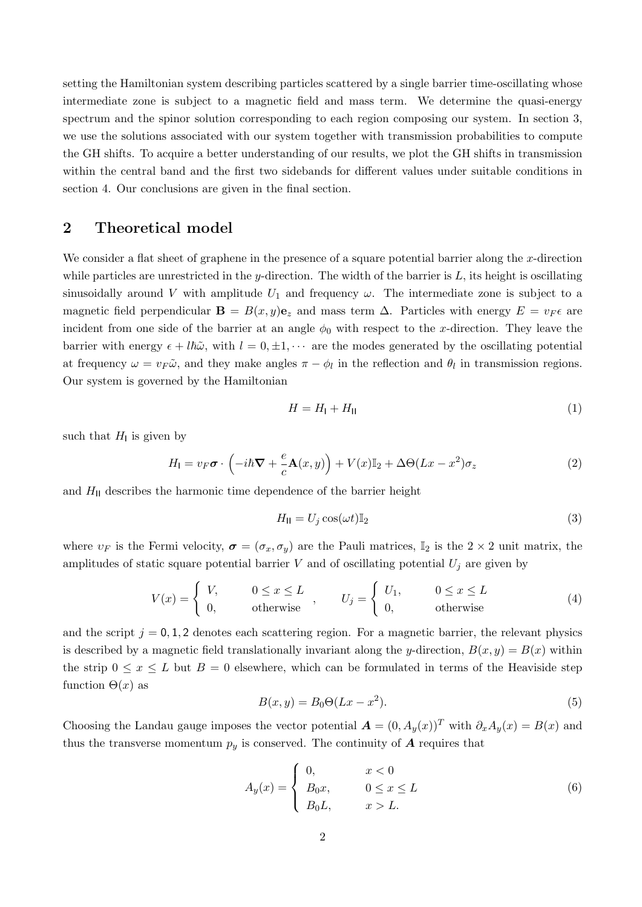setting the Hamiltonian system describing particles scattered by a single barrier time-oscillating whose intermediate zone is subject to a magnetic field and mass term. We determine the quasi-energy spectrum and the spinor solution corresponding to each region composing our system. In section 3, we use the solutions associated with our system together with transmission probabilities to compute the GH shifts. To acquire a better understanding of our results, we plot the GH shifts in transmission within the central band and the first two sidebands for different values under suitable conditions in section 4. Our conclusions are given in the final section.

## 2 Theoretical model

We consider a flat sheet of graphene in the presence of a square potential barrier along the $x$-direction while particles are unrestricted in the $y$-direction. The width of the barrier is $L$, its height is oscillating sinusoidally around $V$ with amplitude $U_1$ and frequency $\omega$. The intermediate zone is subject to a magnetic field perpendicular $\mathbf{B} = B(x, y)\mathbf{e}_z$ and mass term $\Delta$. Particles with energy $E = \upsilon_F \epsilon$ are incident from one side of the barrier at an angle $\phi_0$ with respect to the $x$-direction. They leave the barrier with energy $\epsilon + l\hbar\tilde{\omega}$, with $l = 0, \pm1, \cdots$ are the modes generated by the oscillating potential at frequency $\omega = \upsilon_F \tilde{\omega}$, and they make angles $\pi - \phi_l$ in the reflection and $\theta_l$ in transmission regions. Our system is governed by the Hamiltonian

$$H = H_{\mathsf{I}} + H_{\mathsf{II}} \tag{1}$$

such that $H_{\mathsf{I}}$ is given by

$$H_{\mathsf{I}} = \upsilon_F \boldsymbol{\sigma} \cdot \left(-i\hbar\boldsymbol{\nabla} + \frac{e}{c}\mathbf{A}(x, y)\right) + V(x)\mathbb{I}_2 + \Delta\Theta(Lx - x^2)\sigma_z \tag{2}$$

and $H_{\mathsf{II}}$ describes the harmonic time dependence of the barrier height

$$H_{\mathsf{II}} = U_j \cos(\omega t)\mathbb{I}_2 \tag{3}$$

where $\upsilon_F$ is the Fermi velocity, $\boldsymbol{\sigma} = (\sigma_x, \sigma_y)$ are the Pauli matrices, $\mathbb{I}_2$ is the $2 \times 2$ unit matrix, the amplitudes of static square potential barrier $V$ and of oscillating potential $U_j$ are given by

$$V(x) = \begin{cases} V, & 0 \le x \le L \\ 0, & \text{otherwise} \end{cases}, \qquad U_j = \begin{cases} U_1, & 0 \le x \le L \\ 0, & \text{otherwise} \end{cases} \tag{4}$$

and the script $j = 0, 1, 2$ denotes each scattering region. For a magnetic barrier, the relevant physics is described by a magnetic field translationally invariant along the $y$-direction, $B(x, y) = B(x)$ within the strip $0 \le x \le L$ but $B = 0$ elsewhere, which can be formulated in terms of the Heaviside step function $\Theta(x)$ as

$$B(x, y) = B_0\Theta(Lx - x^2). \tag{5}$$

Choosing the Landau gauge imposes the vector potential $\boldsymbol{A} = (0, A_y(x))^T$ with $\partial_x A_y(x) = B(x)$ and thus the transverse momentum $p_y$ is conserved. The continuity of $\boldsymbol{A}$ requires that

$$A_y(x) = \begin{cases} 0, & x < 0 \\ B_0 x, & 0 \le x \le L \\ B_0 L, & x > L. \end{cases} \tag{6}$$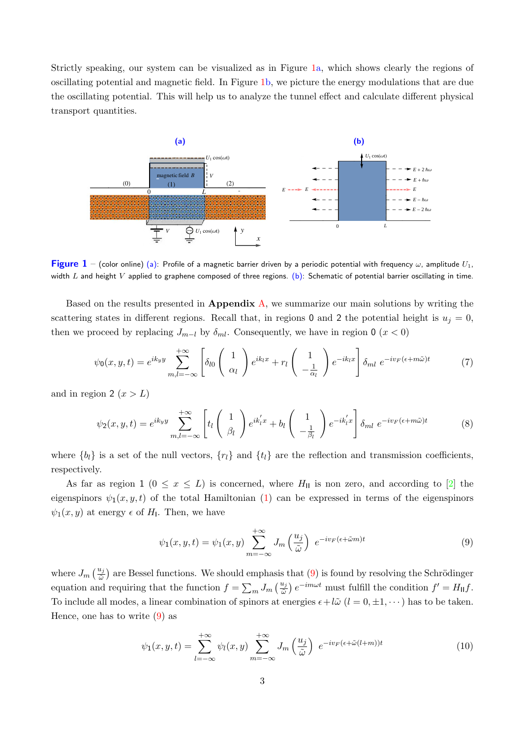Strictly speaking, our system can be visualized as in Figure 1a, which shows clearly the regions of oscillating potential and magnetic field. In Figure 1b, we picture the energy modulations that are due the oscillating potential. This will help us to analyze the tunnel effect and calculate different physical transport quantities.

**Figure 1** – (color online) (a): Profile of a magnetic barrier driven by a periodic potential with frequency $\omega$, amplitude $U_1$, width $L$ and height $V$ applied to graphene composed of three regions. (b): Schematic of potential barrier oscillating in time.

Based on the results presented in **Appendix** A, we summarize our main solutions by writing the scattering states in different regions. Recall that, in regions 0 and 2 the potential height is $u_j = 0$, then we proceed by replacing $J_{m-l}$ by $\delta_{ml}$. Consequently, we have in region 0 ($x < 0$)

$$\psi_0(x, y, t) = e^{ik_y y} \sum_{m,l=-\infty}^{+\infty} \left[ \delta_{l0} \begin{pmatrix} 1 \\ \alpha_l \end{pmatrix} e^{ik_l x} + r_l \begin{pmatrix} 1 \\ -\frac{1}{\alpha_l} \end{pmatrix} e^{-ik_l x} \right] \delta_{ml} \; e^{-iv_F(\epsilon + m\tilde{\omega})t} \tag{7}$$

and in region 2 ($x > L$)

$$\psi_2(x, y, t) = e^{ik_y y} \sum_{m,l=-\infty}^{+\infty} \left[ t_l \begin{pmatrix} 1 \\ \beta_l \end{pmatrix} e^{ik_l^{'} x} + b_l \begin{pmatrix} 1 \\ -\frac{1}{\beta_l} \end{pmatrix} e^{-ik_l^{'} x} \right] \delta_{ml} \; e^{-iv_F(\epsilon + m\tilde{\omega})t} \tag{8}$$

where $\{b_l\}$ is a set of the null vectors, $\{r_l\}$ and $\{t_l\}$ are the reflection and transmission coefficients, respectively.

As far as region 1 ($0 \leq x \leq L$) is concerned, where $H_{\text{II}}$ is non zero, and according to [2] the eigenspinors $\psi_1(x, y, t)$ of the total Hamiltonian (1) can be expressed in terms of the eigenspinors $\psi_1(x, y)$ at energy $\epsilon$ of $H_{\text{I}}$. Then, we have

$$\psi_1(x, y, t) = \psi_1(x, y) \sum_{m=-\infty}^{+\infty} J_m \left( \frac{u_j}{\tilde{\omega}} \right) \; e^{-iv_F(\epsilon + \tilde{\omega} m)t} \tag{9}$$

where $J_m\left(\frac{u_j}{\tilde{\omega}}\right)$ are Bessel functions. We should emphasis that (9) is found by resolving the Schrödinger equation and requiring that the function $f = \sum_m J_m\left(\frac{u_j}{\tilde{\omega}}\right) e^{-im\omega t}$ must fulfill the condition $f' = H_{\text{II}} f$. To include all modes, a linear combination of spinors at energies $\epsilon + l\tilde{\omega}$ ($l = 0, \pm 1, \cdots$) has to be taken. Hence, one has to write (9) as

$$\psi_1(x, y, t) = \sum_{l=-\infty}^{+\infty} \psi_l(x, y) \sum_{m=-\infty}^{+\infty} J_m \left( \frac{u_j}{\tilde{\omega}} \right) \; e^{-iv_F(\epsilon + \tilde{\omega}(l+m))t} \tag{10}$$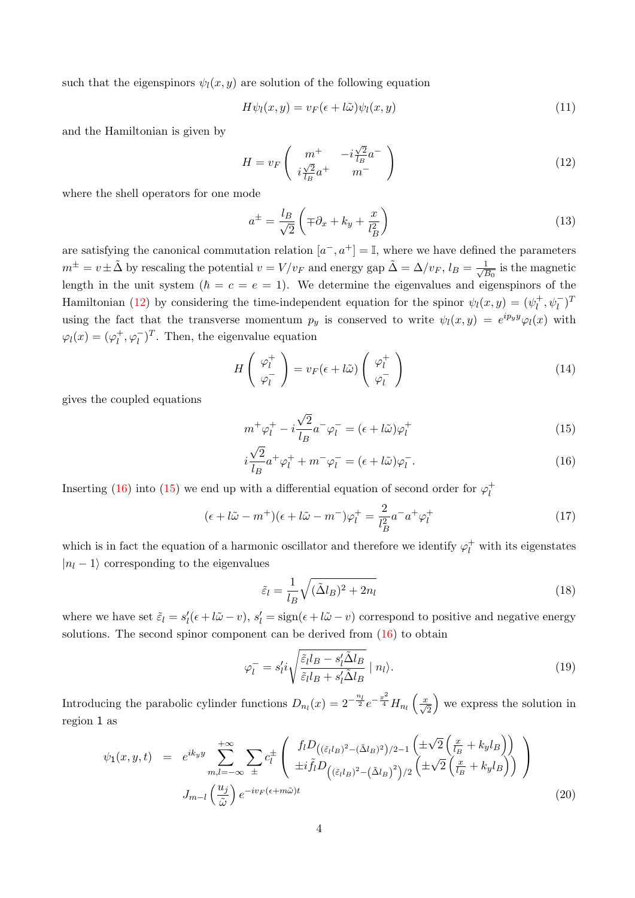such that the eigenspinors $\psi_l(x,y)$ are solution of the following equation

$$H\psi_l(x,y) = v_F(\epsilon + l\tilde{\omega})\psi_l(x,y) \tag{11}$$

and the Hamiltonian is given by

$$H = v_F \begin{pmatrix} m^+ & -i\frac{\sqrt{2}}{l_B}a^- \\ i\frac{\sqrt{2}}{l_B}a^+ & m^- \end{pmatrix} \tag{12}$$

where the shell operators for one mode

$$a^\pm = \frac{l_B}{\sqrt{2}}\left(\mp\partial_x + k_y + \frac{x}{l_B^2}\right) \tag{13}$$

are satisfying the canonical commutation relation $[a^-, a^+] = \mathbb{I}$, where we have defined the parameters $m^\pm = v \pm \tilde{\Delta}$ by rescaling the potential $v = V/v_F$ and energy gap $\tilde{\Delta} = \Delta/v_F$, $l_B = \frac{1}{\sqrt{B_0}}$ is the magnetic length in the unit system ($\hbar = c = e = 1$). We determine the eigenvalues and eigenspinors of the Hamiltonian (12) by considering the time-independent equation for the spinor $\psi_l(x,y) = (\psi_l^+, \psi_l^-)^T$ using the fact that the transverse momentum $p_y$ is conserved to write $\psi_l(x,y) = e^{ip_y y}\varphi_l(x)$ with $\varphi_l(x) = (\varphi_l^+, \varphi_l^-)^T$. Then, the eigenvalue equation

$$H\begin{pmatrix} \varphi_l^+ \\ \varphi_l^- \end{pmatrix} = v_F(\epsilon + l\tilde{\omega})\begin{pmatrix} \varphi_l^+ \\ \varphi_l^- \end{pmatrix} \tag{14}$$

gives the coupled equations

$$m^+\varphi_l^+ - i\frac{\sqrt{2}}{l_B}a^-\varphi_l^- = (\epsilon + l\tilde{\omega})\varphi_l^+ \tag{15}$$

$$i\frac{\sqrt{2}}{l_B}a^+\varphi_l^+ + m^-\varphi_l^- = (\epsilon + l\tilde{\omega})\varphi_l^-. \tag{16}$$

Inserting (16) into (15) we end up with a differential equation of second order for $\varphi_l^+$

$$(\epsilon + l\tilde{\omega} - m^+)(\epsilon + l\tilde{\omega} - m^-)\varphi_l^+ = \frac{2}{l_B^2}a^-a^+\varphi_l^+ \tag{17}$$

which is in fact the equation of a harmonic oscillator and therefore we identify $\varphi_l^+$ with its eigenstates $|n_l - 1\rangle$ corresponding to the eigenvalues

$$\tilde{\varepsilon}_l = \frac{1}{l_B}\sqrt{(\tilde{\Delta}l_B)^2 + 2n_l} \tag{18}$$

where we have set $\tilde{\varepsilon}_l = s_l'(\epsilon + l\tilde{\omega} - v)$, $s_l' = \text{sign}(\epsilon + l\tilde{\omega} - v)$ correspond to positive and negative energy solutions. The second spinor component can be derived from (16) to obtain

$$\varphi_l^- = s_l' i\sqrt{\frac{\tilde{\varepsilon}_l l_B - s_l'\tilde{\Delta}l_B}{\tilde{\varepsilon}_l l_B + s_l'\tilde{\Delta}l_B}} \mid n_l\rangle. \tag{19}$$

Introducing the parabolic cylinder functions $D_{n_l}(x) = 2^{-\frac{n_l}{2}}e^{-\frac{x^2}{4}}H_{n_l}\left(\frac{x}{\sqrt{2}}\right)$ we express the solution in region 1 as

$$\begin{aligned}\psi_1(x,y,t) \;\; &= \;\; e^{ik_y y}\sum_{m,l=-\infty}^{+\infty}\sum_{\pm} c_l^\pm \begin{pmatrix} f_l D_{\left((\tilde{\varepsilon}_l l_B)^2 - (\tilde{\Delta}l_B)^2\right)/2-1}\left(\pm\sqrt{2}\left(\frac{x}{l_B} + k_y l_B\right)\right) \\ \pm i\tilde{f}_l D_{\left((\tilde{\varepsilon}_l l_B)^2 - \left(\tilde{\Delta}l_B\right)^2\right)/2}\left(\pm\sqrt{2}\left(\frac{x}{l_B} + k_y l_B\right)\right) \end{pmatrix} \\ &\quad J_{m-l}\left(\frac{u_j}{\tilde{\omega}}\right)e^{-iv_F(\epsilon + m\tilde{\omega})t}\end{aligned} \tag{20}$$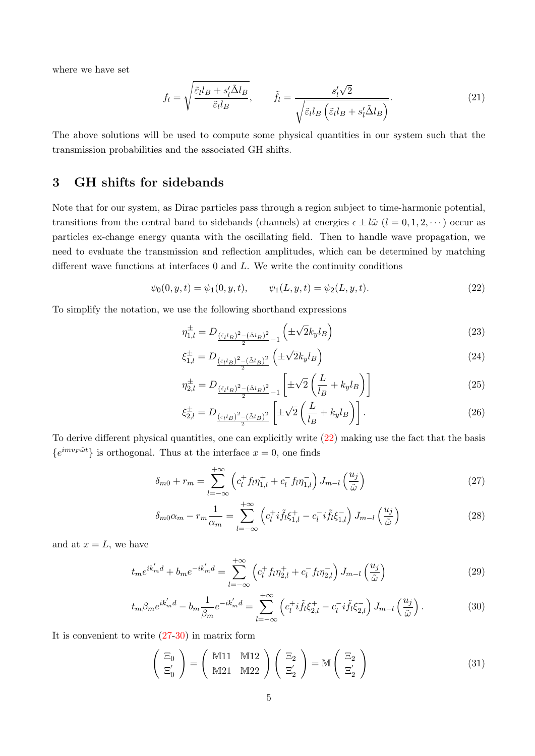where we have set

$$f_l = \sqrt{\frac{\tilde{\varepsilon}_l l_B + s_l' \tilde{\Delta} l_B}{\tilde{\varepsilon}_l l_B}}, \qquad \tilde{f}_l = \frac{s_l' \sqrt{2}}{\sqrt{\tilde{\varepsilon}_l l_B \left(\tilde{\varepsilon}_l l_B + s_l' \tilde{\Delta} l_B\right)}}. \tag{21}$$

The above solutions will be used to compute some physical quantities in our system such that the transmission probabilities and the associated GH shifts.

## 3 GH shifts for sidebands

Note that for our system, as Dirac particles pass through a region subject to time-harmonic potential, transitions from the central band to sidebands (channels) at energies $\epsilon \pm l\tilde{\omega}$ $(l = 0, 1, 2, \cdots)$ occur as particles ex-change energy quanta with the oscillating field. Then to handle wave propagation, we need to evaluate the transmission and reflection amplitudes, which can be determined by matching different wave functions at interfaces 0 and $L$. We write the continuity conditions

$$\psi_0(0, y, t) = \psi_1(0, y, t), \qquad \psi_1(L, y, t) = \psi_2(L, y, t). \tag{22}$$

To simplify the notation, we use the following shorthand expressions

$$\eta_{1,l}^{\pm} = D_{\frac{(\tilde{\varepsilon}_l l_B)^2 - (\tilde{\Delta} l_B)^2}{2} - 1}\left(\pm\sqrt{2} k_y l_B\right) \tag{23}$$

$$\xi_{1,l}^{\pm} = D_{\frac{(\tilde{\varepsilon}_l l_B)^2 - (\tilde{\Delta} l_B)^2}{2}}\left(\pm\sqrt{2} k_y l_B\right) \tag{24}$$

$$\eta_{2,l}^{\pm} = D_{\frac{(\tilde{\varepsilon}_l l_B)^2 - (\tilde{\Delta} l_B)^2}{2} - 1}\left[\pm\sqrt{2}\left(\frac{L}{l_B} + k_y l_B\right)\right] \tag{25}$$

$$\xi_{2,l}^{\pm} = D_{\frac{(\tilde{\varepsilon}_l l_B)^2 - (\tilde{\Delta} l_B)^2}{2}}\left[\pm\sqrt{2}\left(\frac{L}{l_B} + k_y l_B\right)\right]. \tag{26}$$

To derive different physical quantities, one can explicitly write (22) making use the fact that the basis $\{e^{imv_F\tilde{\omega}t}\}$ is orthogonal. Thus at the interface $x = 0$, one finds

$$\delta_{m0} + r_m = \sum_{l=-\infty}^{+\infty} \left(c_l^+ f_l \eta_{1,l}^+ + c_l^- f_l \eta_{1,l}^-\right) J_{m-l}\left(\frac{u_j}{\tilde{\omega}}\right) \tag{27}$$

$$\delta_{m0}\alpha_m - r_m \frac{1}{\alpha_m} = \sum_{l=-\infty}^{+\infty} \left(c_l^+ i\tilde{f}_l \xi_{1,l}^+ - c_l^- i\tilde{f}_l \xi_{1,l}^-\right) J_{m-l}\left(\frac{u_j}{\tilde{\omega}}\right) \tag{28}$$

and at $x = L$, we have

$$t_m e^{ik_m' d} + b_m e^{-ik_m' d} = \sum_{l=-\infty}^{+\infty} \left(c_l^+ f_l \eta_{2,l}^+ + c_l^- f_l \eta_{2,l}^-\right) J_{m-l}\left(\frac{u_j}{\tilde{\omega}}\right) \tag{29}$$

$$t_m \beta_m e^{ik_m' d} - b_m \frac{1}{\beta_m} e^{-ik_m' d} = \sum_{l=-\infty}^{+\infty} \left(c_l^+ i\tilde{f}_l \xi_{2,l}^+ - c_l^- i\tilde{f}_l \xi_{2,l}^-\right) J_{m-l}\left(\frac{u_j}{\tilde{\omega}}\right). \tag{30}$$

It is convenient to write (27-30) in matrix form

$$\begin{pmatrix} \Xi_0 \\ \Xi_0' \end{pmatrix} = \begin{pmatrix} \mathbb{M}11 & \mathbb{M}12 \\ \mathbb{M}21 & \mathbb{M}22 \end{pmatrix} \begin{pmatrix} \Xi_2 \\ \Xi_2' \end{pmatrix} = \mathbb{M} \begin{pmatrix} \Xi_2 \\ \Xi_2' \end{pmatrix} \tag{31}$$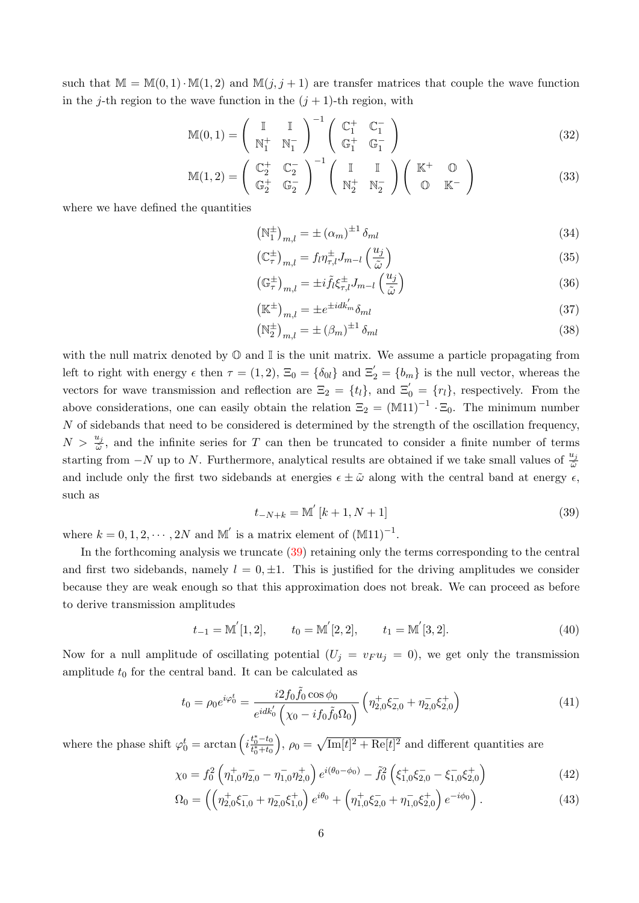such that $\mathbb{M} = \mathbb{M}(0,1) \cdot \mathbb{M}(1,2)$ and $\mathbb{M}(j, j+1)$ are transfer matrices that couple the wave function in the $j$-th region to the wave function in the $(j+1)$-th region, with

$$\mathbb{M}(0,1) = \begin{pmatrix} \mathbb{I} & \mathbb{I} \\ \mathbb{N}_1^+ & \mathbb{N}_1^- \end{pmatrix}^{-1} \begin{pmatrix} \mathbb{C}_1^+ & \mathbb{C}_1^- \\ \mathbb{G}_1^+ & \mathbb{G}_1^- \end{pmatrix} \tag{32}$$

$$\mathbb{M}(1,2) = \begin{pmatrix} \mathbb{C}_2^+ & \mathbb{C}_2^- \\ \mathbb{G}_2^+ & \mathbb{G}_2^- \end{pmatrix}^{-1} \begin{pmatrix} \mathbb{I} & \mathbb{I} \\ \mathbb{N}_2^+ & \mathbb{N}_2^- \end{pmatrix} \begin{pmatrix} \mathbb{K}^+ & \mathbb{O} \\ \mathbb{O} & \mathbb{K}^- \end{pmatrix} \tag{33}$$

where we have defined the quantities

$$\left(\mathbb{N}_1^{\pm}\right)_{m,l} = \pm \left(\alpha_m\right)^{\pm 1} \delta_{ml} \tag{34}$$

$$\left(\mathbb{C}_\tau^{\pm}\right)_{m,l} = f_l \eta_{\tau,l}^{\pm} J_{m-l}\left(\frac{u_j}{\tilde{\omega}}\right) \tag{35}$$

$$\left(\mathbb{G}_\tau^{\pm}\right)_{m,l} = \pm i \tilde{f}_l \xi_{\tau,l}^{\pm} J_{m-l}\left(\frac{u_j}{\tilde{\omega}}\right) \tag{36}$$

$$\left(\mathbb{K}^{\pm}\right)_{m,l} = \pm e^{\pm i d k_m'} \delta_{ml} \tag{37}$$

$$\left(\mathbb{N}_2^{\pm}\right)_{m,l} = \pm \left(\beta_m\right)^{\pm 1} \delta_{ml} \tag{38}$$

with the null matrix denoted by $\mathbb{O}$ and $\mathbb{I}$ is the unit matrix. We assume a particle propagating from left to right with energy $\epsilon$ then $\tau = (1,2)$, $\Xi_0 = \{\delta_{0l}\}$ and $\Xi_2' = \{b_m\}$ is the null vector, whereas the vectors for wave transmission and reflection are $\Xi_2 = \{t_l\}$, and $\Xi_0' = \{r_l\}$, respectively. From the above considerations, one can easily obtain the relation $\Xi_2 = (\mathbb{M}11)^{-1} \cdot \Xi_0$. The minimum number $N$ of sidebands that need to be considered is determined by the strength of the oscillation frequency, $N > \frac{u_j}{\tilde{\omega}}$, and the infinite series for $T$ can then be truncated to consider a finite number of terms starting from $-N$ up to $N$. Furthermore, analytical results are obtained if we take small values of $\frac{u_j}{\tilde{\omega}}$ and include only the first two sidebands at energies $\epsilon \pm \tilde{\omega}$ along with the central band at energy $\epsilon$, such as

$$t_{-N+k} = \mathbb{M}'\left[k+1, N+1\right] \tag{39}$$

where $k = 0, 1, 2, \cdots, 2N$ and $\mathbb{M}'$ is a matrix element of $(\mathbb{M}11)^{-1}$.

In the forthcoming analysis we truncate (39) retaining only the terms corresponding to the central and first two sidebands, namely $l = 0, \pm 1$. This is justified for the driving amplitudes we consider because they are weak enough so that this approximation does not break. We can proceed as before to derive transmission amplitudes

$$t_{-1} = \mathbb{M}'[1,2], \qquad t_0 = \mathbb{M}'[2,2], \qquad t_1 = \mathbb{M}'[3,2]. \tag{40}$$

Now for a null amplitude of oscillating potential ($U_j = v_F u_j = 0$), we get only the transmission amplitude $t_0$ for the central band. It can be calculated as

$$t_0 = \rho_0 e^{i\varphi_0^t} = \frac{i 2 f_0 \tilde{f}_0 \cos\phi_0}{e^{i d k_0'}\left(\chi_0 - i f_0 \tilde{f}_0 \Omega_0\right)} \left(\eta_{2,0}^+ \xi_{2,0}^- + \eta_{2,0}^- \xi_{2,0}^+\right) \tag{41}$$

where the phase shift $\varphi_0^t = \arctan\left(i \frac{t_0^* - t_0}{t_0^* + t_0}\right)$, $\rho_0 = \sqrt{\mathrm{Im}[t]^2 + \mathrm{Re}[t]^2}$ and different quantities are

$$\chi_0 = f_0^2 \left(\eta_{1,0}^+ \eta_{2,0}^- - \eta_{1,0}^- \eta_{2,0}^+\right) e^{i(\theta_0 - \phi_0)} - \tilde{f}_0^2 \left(\xi_{1,0}^+ \xi_{2,0}^- - \xi_{1,0}^- \xi_{2,0}^+\right) \tag{42}$$

$$\Omega_0 = \left(\left(\eta_{2,0}^+ \xi_{1,0}^- + \eta_{2,0}^- \xi_{1,0}^+\right) e^{i\theta_0} + \left(\eta_{1,0}^+ \xi_{2,0}^- + \eta_{1,0}^- \xi_{2,0}^+\right) e^{-i\phi_0}\right). \tag{43}$$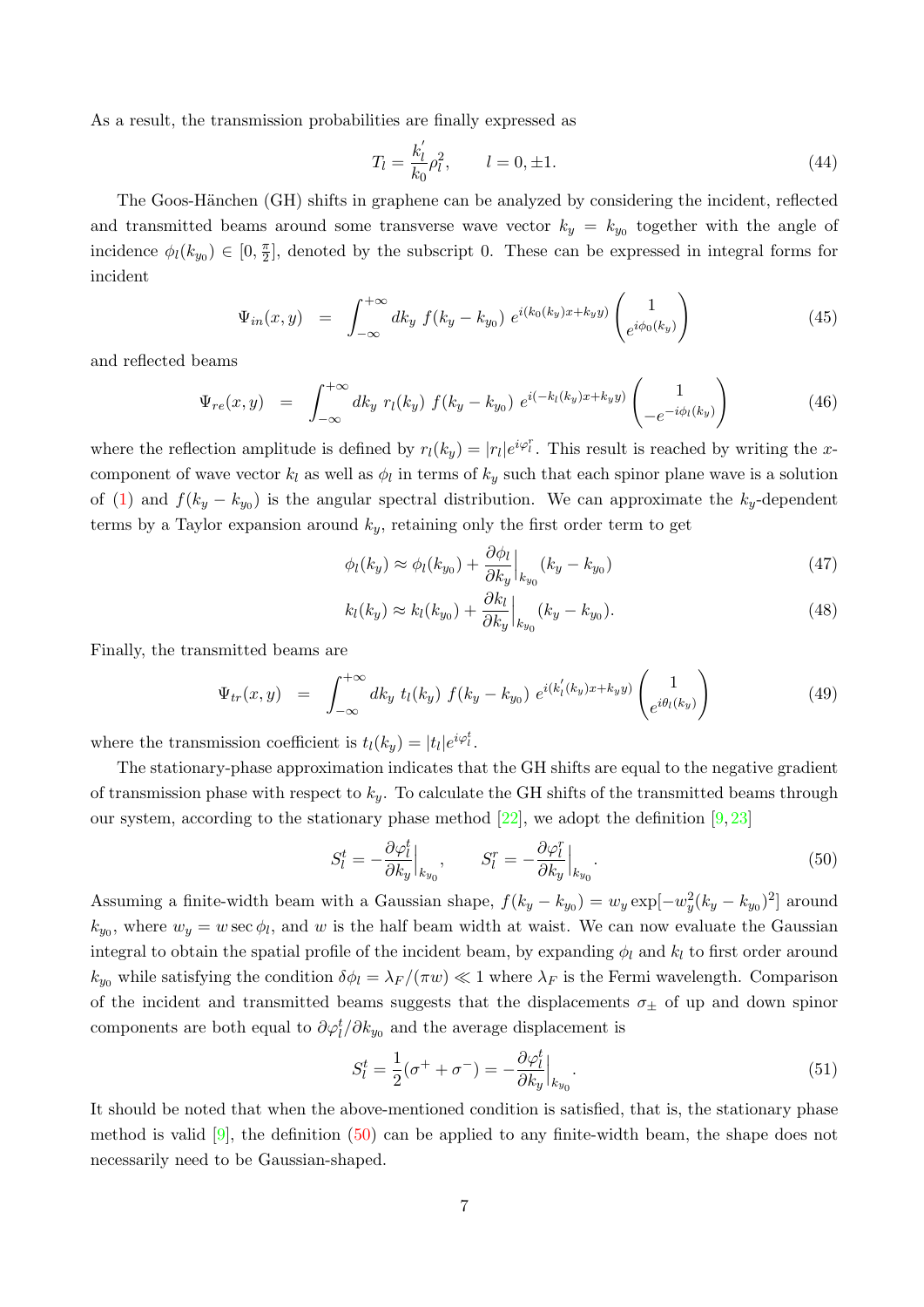As a result, the transmission probabilities are finally expressed as

$$T_l = \frac{k_l^{'}}{k_0}\rho_l^2, \qquad l = 0, \pm 1. \tag{44}$$

The Goos-Hänchen (GH) shifts in graphene can be analyzed by considering the incident, reflected and transmitted beams around some transverse wave vector $k_y = k_{y_0}$ together with the angle of incidence $\phi_l(k_{y_0}) \in [0, \frac{\pi}{2}]$, denoted by the subscript 0. These can be expressed in integral forms for incident

$$\Psi_{in}(x,y) = \int_{-\infty}^{+\infty} dk_y \; f(k_y - k_{y_0}) \; e^{i(k_0(k_y)x + k_y y)} \begin{pmatrix} 1 \\ e^{i\phi_0(k_y)} \end{pmatrix} \tag{45}$$

and reflected beams

$$\Psi_{re}(x,y) = \int_{-\infty}^{+\infty} dk_y \; r_l(k_y) \; f(k_y - k_{y_0}) \; e^{i(-k_l(k_y)x + k_y y)} \begin{pmatrix} 1 \\ -e^{-i\phi_l(k_y)} \end{pmatrix} \tag{46}$$

where the reflection amplitude is defined by $r_l(k_y) = |r_l| e^{i\varphi_l^r}$. This result is reached by writing the $x$-component of wave vector $k_l$ as well as $\phi_l$ in terms of $k_y$ such that each spinor plane wave is a solution of (1) and $f(k_y - k_{y_0})$ is the angular spectral distribution. We can approximate the $k_y$-dependent terms by a Taylor expansion around $k_y$, retaining only the first order term to get

$$\phi_l(k_y) \approx \phi_l(k_{y_0}) + \frac{\partial \phi_l}{\partial k_y}\Big|_{k_{y_0}} (k_y - k_{y_0}) \tag{47}$$

$$k_l(k_y) \approx k_l(k_{y_0}) + \frac{\partial k_l}{\partial k_y}\Big|_{k_{y_0}} (k_y - k_{y_0}). \tag{48}$$

Finally, the transmitted beams are

$$\Psi_{tr}(x,y) = \int_{-\infty}^{+\infty} dk_y \; t_l(k_y) \; f(k_y - k_{y_0}) \; e^{i(k_l^{'}(k_y)x + k_y y)} \begin{pmatrix} 1 \\ e^{i\theta_l(k_y)} \end{pmatrix} \tag{49}$$

where the transmission coefficient is $t_l(k_y) = |t_l| e^{i\varphi_l^t}$.

The stationary-phase approximation indicates that the GH shifts are equal to the negative gradient of transmission phase with respect to $k_y$. To calculate the GH shifts of the transmitted beams through our system, according to the stationary phase method [22], we adopt the definition [9, 23]

$$S_l^t = -\frac{\partial \varphi_l^t}{\partial k_y}\Big|_{k_{y_0}}, \qquad S_l^r = -\frac{\partial \varphi_l^r}{\partial k_y}\Big|_{k_{y_0}}. \tag{50}$$

Assuming a finite-width beam with a Gaussian shape, $f(k_y - k_{y_0}) = w_y \exp[-w_y^2 (k_y - k_{y_0})^2]$ around $k_{y_0}$, where $w_y = w \sec\phi_l$, and $w$ is the half beam width at waist. We can now evaluate the Gaussian integral to obtain the spatial profile of the incident beam, by expanding $\phi_l$ and $k_l$ to first order around $k_{y_0}$ while satisfying the condition $\delta\phi_l = \lambda_F/(\pi w) \ll 1$ where $\lambda_F$ is the Fermi wavelength. Comparison of the incident and transmitted beams suggests that the displacements $\sigma_\pm$ of up and down spinor components are both equal to $\partial\varphi_l^t/\partial k_{y_0}$ and the average displacement is

$$S_l^t = \frac{1}{2}(\sigma^+ + \sigma^-) = -\frac{\partial \varphi_l^t}{\partial k_y}\Big|_{k_{y_0}}. \tag{51}$$

It should be noted that when the above-mentioned condition is satisfied, that is, the stationary phase method is valid [9], the definition (50) can be applied to any finite-width beam, the shape does not necessarily need to be Gaussian-shaped.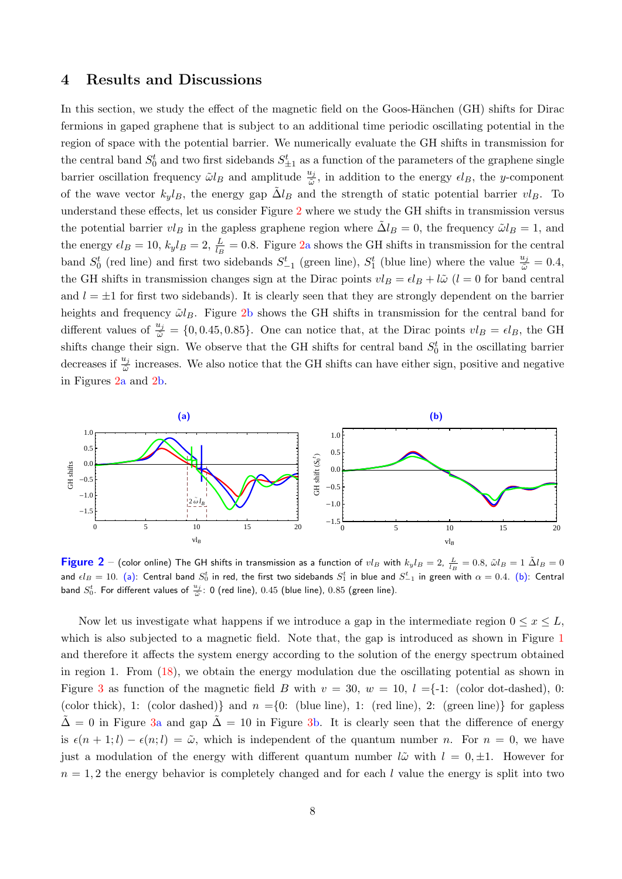## 4 Results and Discussions

In this section, we study the effect of the magnetic field on the Goos-Hänchen (GH) shifts for Dirac fermions in gaped graphene that is subject to an additional time periodic oscillating potential in the region of space with the potential barrier. We numerically evaluate the GH shifts in transmission for the central band $S_0^t$ and two first sidebands $S_{\pm 1}^t$ as a function of the parameters of the graphene single barrier oscillation frequency $\tilde{\omega} l_B$ and amplitude $\frac{u_j}{\tilde{\omega}}$, in addition to the energy $\epsilon l_B$, the $y$-component of the wave vector $k_y l_B$, the energy gap $\tilde{\Delta} l_B$ and the strength of static potential barrier $v l_B$. To understand these effects, let us consider Figure 2 where we study the GH shifts in transmission versus the potential barrier $v l_B$ in the gapless graphene region where $\tilde{\Delta} l_B = 0$, the frequency $\tilde{\omega} l_B = 1$, and the energy $\epsilon l_B = 10$, $k_y l_B = 2$, $\frac{L}{l_B} = 0.8$. Figure 2a shows the GH shifts in transmission for the central band $S_0^t$ (red line) and first two sidebands $S_{-1}^t$ (green line), $S_1^t$ (blue line) where the value $\frac{u_j}{\tilde{\omega}} = 0.4$, the GH shifts in transmission changes sign at the Dirac points $v l_B = \epsilon l_B + l\tilde{\omega}$ ($l = 0$ for band central and $l = \pm 1$ for first two sidebands). It is clearly seen that they are strongly dependent on the barrier heights and frequency $\tilde{\omega} l_B$. Figure 2b shows the GH shifts in transmission for the central band for different values of $\frac{u_j}{\tilde{\omega}} = \{0, 0.45, 0.85\}$. One can notice that, at the Dirac points $v l_B = \epsilon l_B$, the GH shifts change their sign. We observe that the GH shifts for central band $S_0^t$ in the oscillating barrier decreases if $\frac{u_j}{\tilde{\omega}}$ increases. We also notice that the GH shifts can have either sign, positive and negative in Figures 2a and 2b.

**Figure 2** – (color online) The GH shifts in transmission as a function of $v l_B$ with $k_y l_B = 2$, $\frac{L}{l_B} = 0.8$, $\tilde{\omega} l_B = 1$ $\tilde{\Delta} l_B = 0$ and $\epsilon l_B = 10$. (a): Central band $S_0^t$ in red, the first two sidebands $S_1^t$ in blue and $S_{-1}^t$ in green with $\alpha = 0.4$. (b): Central band $S_0^t$. For different values of $\frac{u_j}{\tilde{\omega}}$: 0 (red line), 0.45 (blue line), 0.85 (green line).

Now let us investigate what happens if we introduce a gap in the intermediate region $0 \leq x \leq L$, which is also subjected to a magnetic field. Note that, the gap is introduced as shown in Figure 1 and therefore it affects the system energy according to the solution of the energy spectrum obtained in region 1. From (18), we obtain the energy modulation due the oscillating potential as shown in Figure 3 as function of the magnetic field $B$ with $v = 30$, $w = 10$, $l = \{$-1: (color dot-dashed), 0: (color thick), 1: (color dashed)$\}$ and $n = \{$0: (blue line), 1: (red line), 2: (green line)$\}$ for gapless $\tilde{\Delta} = 0$ in Figure 3a and gap $\tilde{\Delta} = 10$ in Figure 3b. It is clearly seen that the difference of energy is $\epsilon(n+1; l) - \epsilon(n; l) = \tilde{\omega}$, which is independent of the quantum number $n$. For $n = 0$, we have just a modulation of the energy with different quantum number $l\tilde{\omega}$ with $l = 0, \pm 1$. However for $n = 1, 2$ the energy behavior is completely changed and for each $l$ value the energy is split into two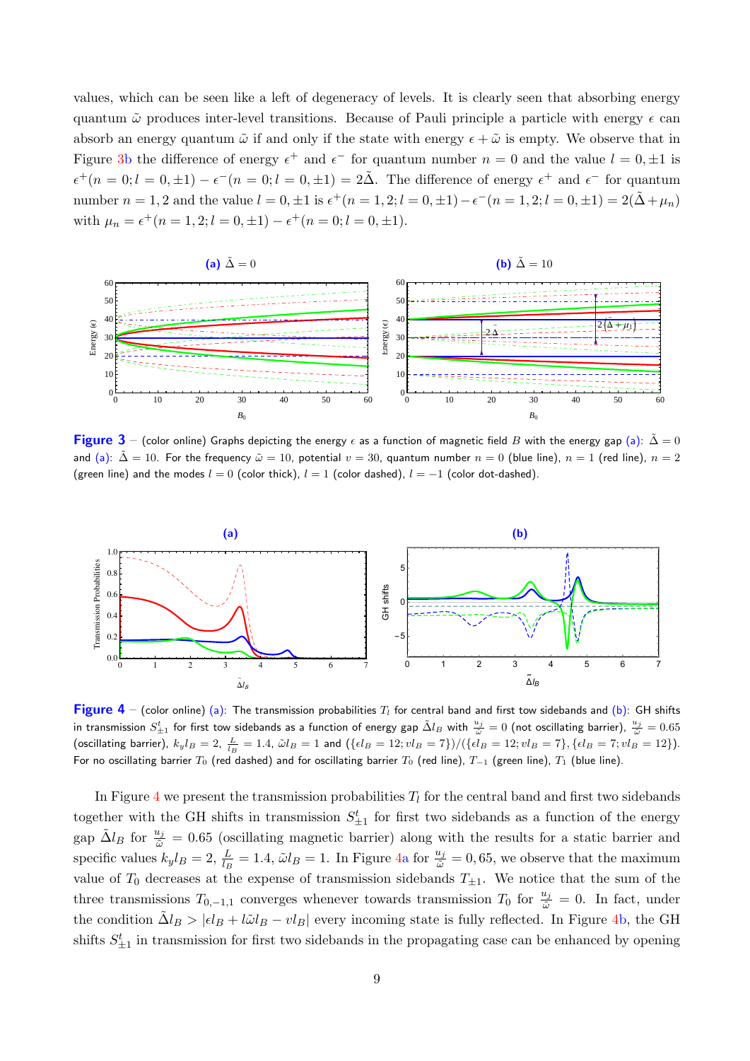values, which can be seen like a left of degeneracy of levels. It is clearly seen that absorbing energy quantum $\tilde{\omega}$ produces inter-level transitions. Because of Pauli principle a particle with energy $\epsilon$ can absorb an energy quantum $\tilde{\omega}$ if and only if the state with energy $\epsilon + \tilde{\omega}$ is empty. We observe that in Figure 3b the difference of energy $\epsilon^+$ and $\epsilon^-$ for quantum number $n = 0$ and the value $l = 0, \pm 1$ is $\epsilon^+(n = 0; l = 0, \pm 1) - \epsilon^-(n = 0; l = 0, \pm 1) = 2\tilde{\Delta}$. The difference of energy $\epsilon^+$ and $\epsilon^-$ for quantum number $n = 1, 2$ and the value $l = 0, \pm 1$ is $\epsilon^+(n = 1, 2; l = 0, \pm 1) - \epsilon^-(n = 1, 2; l = 0, \pm 1) = 2(\tilde{\Delta} + \mu_n)$ with $\mu_n = \epsilon^+(n = 1, 2; l = 0, \pm 1) - \epsilon^+(n = 0; l = 0, \pm 1)$.

**Figure 3** – (color online) Graphs depicting the energy $\epsilon$ as a function of magnetic field $B$ with the energy gap (a): $\tilde{\Delta} = 0$ and (a): $\tilde{\Delta} = 10$. For the frequency $\tilde{\omega} = 10$, potential $v = 30$, quantum number $n = 0$ (blue line), $n = 1$ (red line), $n = 2$ (green line) and the modes $l = 0$ (color thick), $l = 1$ (color dashed), $l = -1$ (color dot-dashed).

**Figure 4** – (color online) (a): The transmission probabilities $T_l$ for central band and first tow sidebands and (b): GH shifts in transmission $S^t_{\pm 1}$ for first tow sidebands as a function of energy gap $\tilde{\Delta} l_B$ with $\frac{u_j}{\tilde{\omega}} = 0$ (not oscillating barrier), $\frac{u_j}{\tilde{\omega}} = 0.65$ (oscillating barrier), $k_y l_B = 2$, $\frac{L}{l_B} = 1.4$, $\tilde{\omega} l_B = 1$ and $(\{\epsilon l_B = 12; v l_B = 7\})/(\{\epsilon l_B = 12; v l_B = 7\}, \{\epsilon l_B = 7; v l_B = 12\})$. For no oscillating barrier $T_0$ (red dashed) and for oscillating barrier $T_0$ (red line), $T_{-1}$ (green line), $T_1$ (blue line).

In Figure 4 we present the transmission probabilities $T_l$ for the central band and first two sidebands together with the GH shifts in transmission $S^t_{\pm 1}$ for first two sidebands as a function of the energy gap $\tilde{\Delta} l_B$ for $\frac{u_j}{\tilde{\omega}} = 0.65$ (oscillating magnetic barrier) along with the results for a static barrier and specific values $k_y l_B = 2$, $\frac{L}{l_B} = 1.4$, $\tilde{\omega} l_B = 1$. In Figure 4a for $\frac{u_j}{\tilde{\omega}} = 0, 65$, we observe that the maximum value of $T_0$ decreases at the expense of transmission sidebands $T_{\pm 1}$. We notice that the sum of the three transmissions $T_{0,-1,1}$ converges whenever towards transmission $T_0$ for $\frac{u_j}{\tilde{\omega}} = 0$. In fact, under the condition $\tilde{\Delta} l_B > |\epsilon l_B + l\tilde{\omega} l_B - v l_B|$ every incoming state is fully reflected. In Figure 4b, the GH shifts $S^t_{\pm 1}$ in transmission for first two sidebands in the propagating case can be enhanced by opening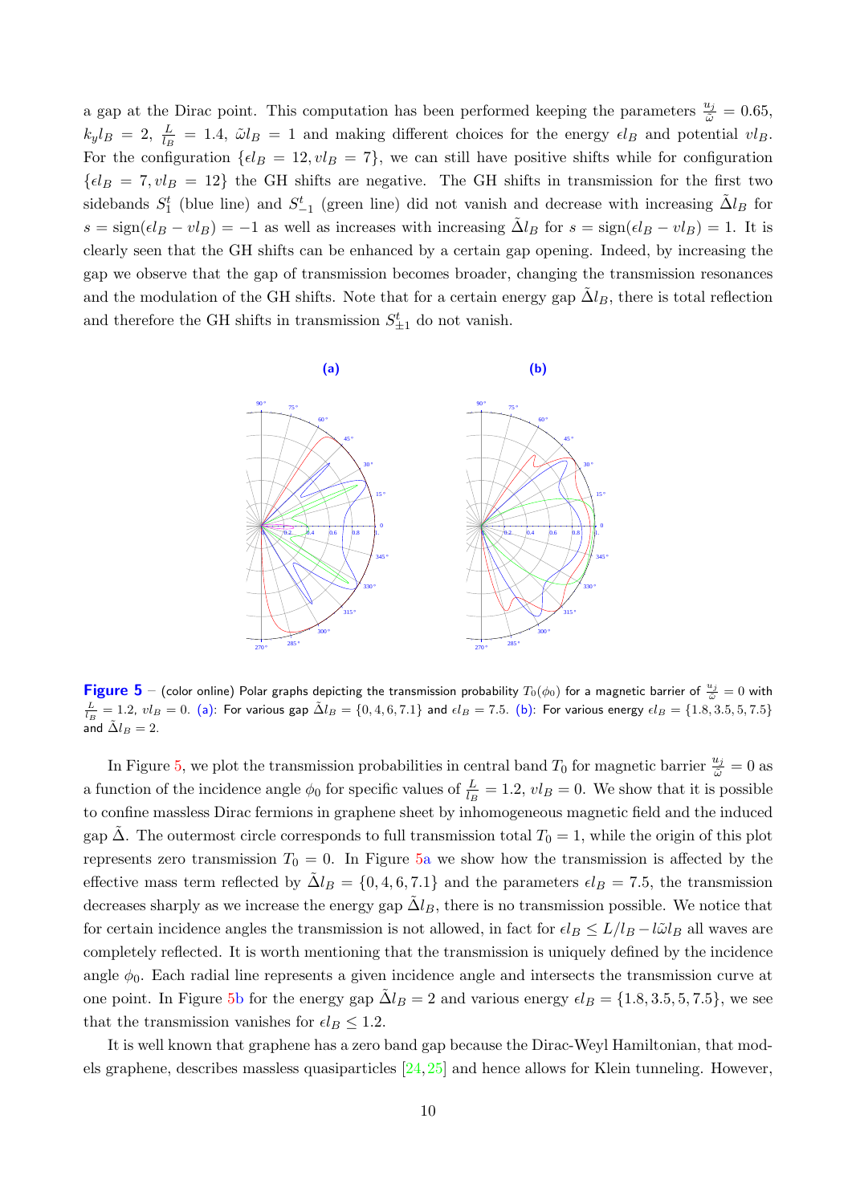a gap at the Dirac point. This computation has been performed keeping the parameters $\frac{u_j}{\tilde{\omega}} = 0.65$, $k_y l_B = 2$, $\frac{L}{l_B} = 1.4$, $\tilde{\omega} l_B = 1$ and making different choices for the energy $\epsilon l_B$ and potential $v l_B$. For the configuration $\{\epsilon l_B = 12, v l_B = 7\}$, we can still have positive shifts while for configuration $\{\epsilon l_B = 7, v l_B = 12\}$ the GH shifts are negative. The GH shifts in transmission for the first two sidebands $S_1^t$ (blue line) and $S_{-1}^t$ (green line) did not vanish and decrease with increasing $\tilde{\Delta} l_B$ for $s = \text{sign}(\epsilon l_B - v l_B) = -1$ as well as increases with increasing $\tilde{\Delta} l_B$ for $s = \text{sign}(\epsilon l_B - v l_B) = 1$. It is clearly seen that the GH shifts can be enhanced by a certain gap opening. Indeed, by increasing the gap we observe that the gap of transmission becomes broader, changing the transmission resonances and the modulation of the GH shifts. Note that for a certain energy gap $\tilde{\Delta} l_B$, there is total reflection and therefore the GH shifts in transmission $S_{\pm 1}^t$ do not vanish.

**Figure 5** – (color online) Polar graphs depicting the transmission probability $T_0(\phi_0)$ for a magnetic barrier of $\frac{u_j}{\tilde{\omega}} = 0$ with $\frac{L}{l_B} = 1.2$, $v l_B = 0$. (a): For various gap $\tilde{\Delta} l_B = \{0, 4, 6, 7.1\}$ and $\epsilon l_B = 7.5$. (b): For various energy $\epsilon l_B = \{1.8, 3.5, 5, 7.5\}$ and $\tilde{\Delta} l_B = 2$.

In Figure 5, we plot the transmission probabilities in central band $T_0$ for magnetic barrier $\frac{u_j}{\tilde{\omega}} = 0$ as a function of the incidence angle $\phi_0$ for specific values of $\frac{L}{l_B} = 1.2$, $v l_B = 0$. We show that it is possible to confine massless Dirac fermions in graphene sheet by inhomogeneous magnetic field and the induced gap $\tilde{\Delta}$. The outermost circle corresponds to full transmission total $T_0 = 1$, while the origin of this plot represents zero transmission $T_0 = 0$. In Figure 5a we show how the transmission is affected by the effective mass term reflected by $\tilde{\Delta} l_B = \{0, 4, 6, 7.1\}$ and the parameters $\epsilon l_B = 7.5$, the transmission decreases sharply as we increase the energy gap $\tilde{\Delta} l_B$, there is no transmission possible. We notice that for certain incidence angles the transmission is not allowed, in fact for $\epsilon l_B \leq L/l_B - l\tilde{\omega} l_B$ all waves are completely reflected. It is worth mentioning that the transmission is uniquely defined by the incidence angle $\phi_0$. Each radial line represents a given incidence angle and intersects the transmission curve at one point. In Figure 5b for the energy gap $\tilde{\Delta} l_B = 2$ and various energy $\epsilon l_B = \{1.8, 3.5, 5, 7.5\}$, we see that the transmission vanishes for $\epsilon l_B \leq 1.2$.

It is well known that graphene has a zero band gap because the Dirac-Weyl Hamiltonian, that models graphene, describes massless quasiparticles [24,25] and hence allows for Klein tunneling. However,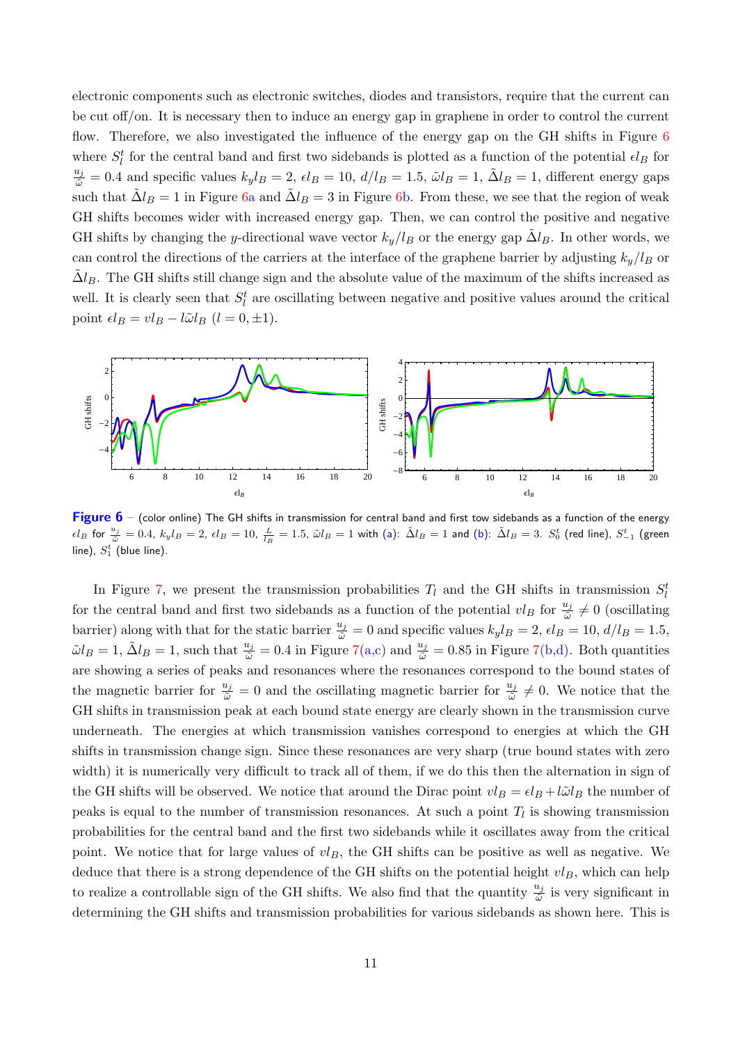electronic components such as electronic switches, diodes and transistors, require that the current can be cut off/on. It is necessary then to induce an energy gap in graphene in order to control the current flow. Therefore, we also investigated the influence of the energy gap on the GH shifts in Figure 6 where $S_l^t$ for the central band and first two sidebands is plotted as a function of the potential $\epsilon l_B$ for $\frac{u_j}{\tilde{\omega}} = 0.4$ and specific values $k_y l_B = 2$, $\epsilon l_B = 10$, $d/l_B = 1.5$, $\tilde{\omega} l_B = 1$, $\tilde{\Delta} l_B = 1$, different energy gaps such that $\tilde{\Delta} l_B = 1$ in Figure 6a and $\tilde{\Delta} l_B = 3$ in Figure 6b. From these, we see that the region of weak GH shifts becomes wider with increased energy gap. Then, we can control the positive and negative GH shifts by changing the $y$-directional wave vector $k_y/l_B$ or the energy gap $\tilde{\Delta} l_B$. In other words, we can control the directions of the carriers at the interface of the graphene barrier by adjusting $k_y/l_B$ or $\tilde{\Delta} l_B$. The GH shifts still change sign and the absolute value of the maximum of the shifts increased as well. It is clearly seen that $S_l^t$ are oscillating between negative and positive values around the critical point $\epsilon l_B = v l_B - l\tilde{\omega} l_B$ $(l = 0, \pm 1)$.

**Figure 6** – (color online) The GH shifts in transmission for central band and first tow sidebands as a function of the energy $\epsilon l_B$ for $\frac{u_j}{\tilde{\omega}} = 0.4$, $k_y l_B = 2$, $\epsilon l_B = 10$, $\frac{L}{l_B} = 1.5$, $\tilde{\omega} l_B = 1$ with (a): $\tilde{\Delta} l_B = 1$ and (b): $\tilde{\Delta} l_B = 3$. $S_0^t$ (red line), $S_{-1}^t$ (green line), $S_1^t$ (blue line).

In Figure 7, we present the transmission probabilities $T_l$ and the GH shifts in transmission $S_l^t$ for the central band and first two sidebands as a function of the potential $v l_B$ for $\frac{u_j}{\tilde{\omega}} \neq 0$ (oscillating barrier) along with that for the static barrier $\frac{u_j}{\tilde{\omega}} = 0$ and specific values $k_y l_B = 2$, $\epsilon l_B = 10$, $d/l_B = 1.5$, $\tilde{\omega} l_B = 1$, $\tilde{\Delta} l_B = 1$, such that $\frac{u_j}{\tilde{\omega}} = 0.4$ in Figure 7(a,c) and $\frac{u_j}{\tilde{\omega}} = 0.85$ in Figure 7(b,d). Both quantities are showing a series of peaks and resonances where the resonances correspond to the bound states of the magnetic barrier for $\frac{u_j}{\tilde{\omega}} = 0$ and the oscillating magnetic barrier for $\frac{u_j}{\tilde{\omega}} \neq 0$. We notice that the GH shifts in transmission peak at each bound state energy are clearly shown in the transmission curve underneath. The energies at which transmission vanishes correspond to energies at which the GH shifts in transmission change sign. Since these resonances are very sharp (true bound states with zero width) it is numerically very difficult to track all of them, if we do this then the alternation in sign of the GH shifts will be observed. We notice that around the Dirac point $v l_B = \epsilon l_B + l\tilde{\omega} l_B$ the number of peaks is equal to the number of transmission resonances. At such a point $T_l$ is showing transmission probabilities for the central band and the first two sidebands while it oscillates away from the critical point. We notice that for large values of $v l_B$, the GH shifts can be positive as well as negative. We deduce that there is a strong dependence of the GH shifts on the potential height $v l_B$, which can help to realize a controllable sign of the GH shifts. We also find that the quantity $\frac{u_j}{\tilde{\omega}}$ is very significant in determining the GH shifts and transmission probabilities for various sidebands as shown here. This is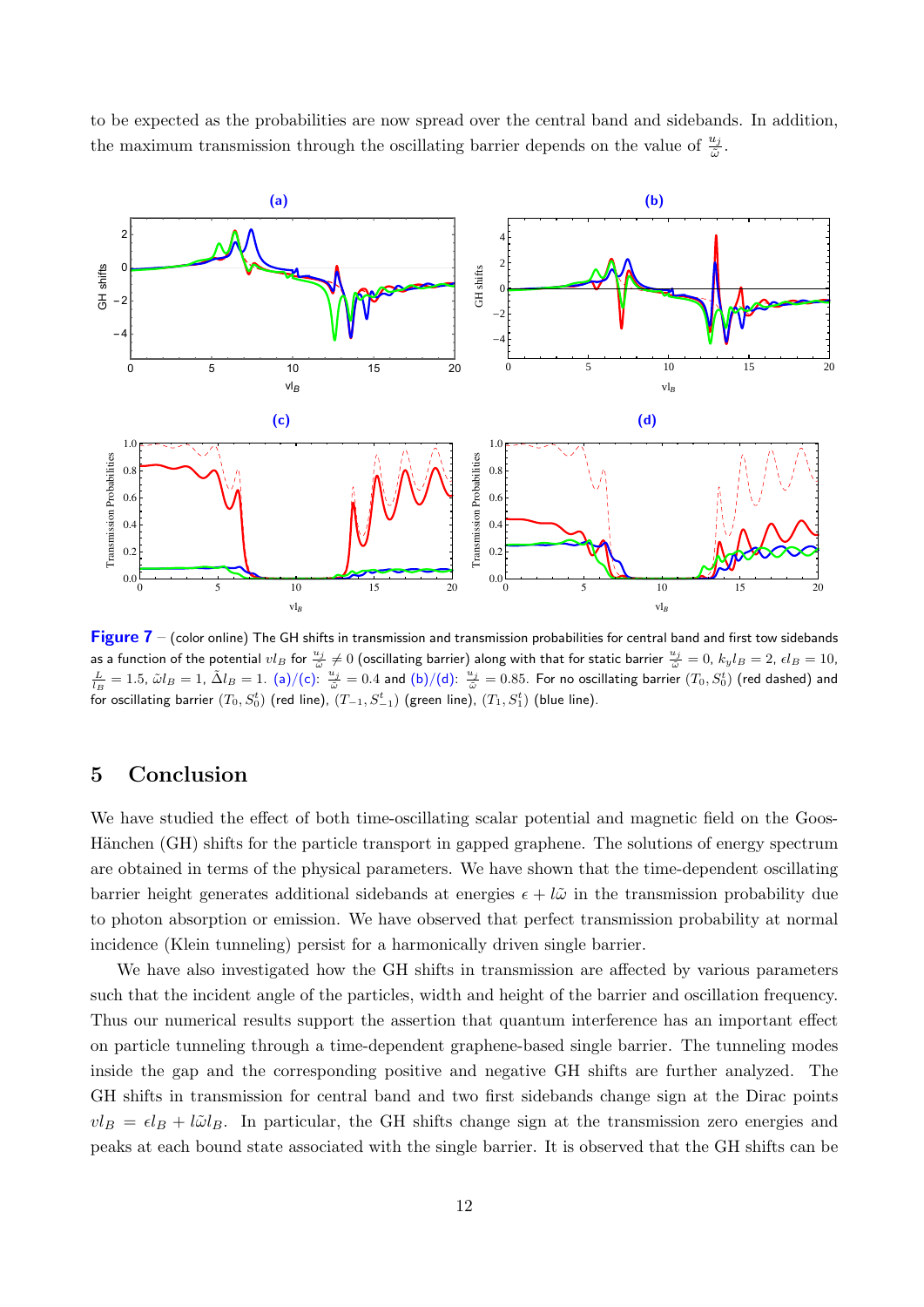to be expected as the probabilities are now spread over the central band and sidebands. In addition, the maximum transmission through the oscillating barrier depends on the value of $\frac{u_j}{\tilde{\omega}}$.

**Figure 7** – (color online) The GH shifts in transmission and transmission probabilities for central band and first tow sidebands as a function of the potential $vl_B$ for $\frac{u_j}{\tilde{\omega}} \neq 0$ (oscillating barrier) along with that for static barrier $\frac{u_j}{\tilde{\omega}} = 0$, $k_y l_B = 2$, $\epsilon l_B = 10$, $\frac{L}{l_B} = 1.5$, $\tilde{\omega} l_B = 1$, $\tilde{\Delta} l_B = 1$. (a)/(c): $\frac{u_j}{\tilde{\omega}} = 0.4$ and (b)/(d): $\frac{u_j}{\tilde{\omega}} = 0.85$. For no oscillating barrier $(T_0, S_0^t)$ (red dashed) and for oscillating barrier $(T_0, S_0^t)$ (red line), $(T_{-1}, S_{-1}^t)$ (green line), $(T_1, S_1^t)$ (blue line).

## 5 Conclusion

We have studied the effect of both time-oscillating scalar potential and magnetic field on the Goos-Hänchen (GH) shifts for the particle transport in gapped graphene. The solutions of energy spectrum are obtained in terms of the physical parameters. We have shown that the time-dependent oscillating barrier height generates additional sidebands at energies $\epsilon + l\tilde{\omega}$ in the transmission probability due to photon absorption or emission. We have observed that perfect transmission probability at normal incidence (Klein tunneling) persist for a harmonically driven single barrier.

We have also investigated how the GH shifts in transmission are affected by various parameters such that the incident angle of the particles, width and height of the barrier and oscillation frequency. Thus our numerical results support the assertion that quantum interference has an important effect on particle tunneling through a time-dependent graphene-based single barrier. The tunneling modes inside the gap and the corresponding positive and negative GH shifts are further analyzed. The GH shifts in transmission for central band and two first sidebands change sign at the Dirac points $vl_B = \epsilon l_B + l\tilde{\omega} l_B$. In particular, the GH shifts change sign at the transmission zero energies and peaks at each bound state associated with the single barrier. It is observed that the GH shifts can be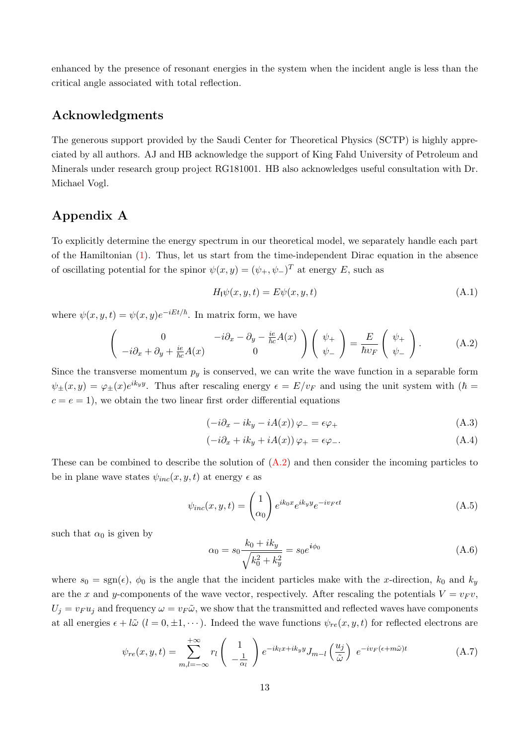enhanced by the presence of resonant energies in the system when the incident angle is less than the critical angle associated with total reflection.

## Acknowledgments

The generous support provided by the Saudi Center for Theoretical Physics (SCTP) is highly appreciated by all authors. AJ and HB acknowledge the support of King Fahd University of Petroleum and Minerals under research group project RG181001. HB also acknowledges useful consultation with Dr. Michael Vogl.

## Appendix A

To explicitly determine the energy spectrum in our theoretical model, we separately handle each part of the Hamiltonian (1). Thus, let us start from the time-independent Dirac equation in the absence of oscillating potential for the spinor $\psi(x,y) = (\psi_+, \psi_-)^T$ at energy $E$, such as

$$H_{\text{I}}\psi(x,y,t) = E\psi(x,y,t) \tag{A.1}$$

where $\psi(x,y,t) = \psi(x,y)e^{-iEt/\hbar}$. In matrix form, we have

$$\begin{pmatrix} 0 & -i\partial_x - \partial_y - \frac{ie}{\hbar c}A(x) \\ -i\partial_x + \partial_y + \frac{ie}{\hbar c}A(x) & 0 \end{pmatrix} \begin{pmatrix} \psi_+ \\ \psi_- \end{pmatrix} = \frac{E}{\hbar v_F} \begin{pmatrix} \psi_+ \\ \psi_- \end{pmatrix}. \tag{A.2}$$

Since the transverse momentum $p_y$ is conserved, we can write the wave function in a separable form $\psi_\pm(x,y) = \varphi_\pm(x)e^{ik_y y}$. Thus after rescaling energy $\epsilon = E/v_F$ and using the unit system with ($\hbar = c = e = 1$), we obtain the two linear first order differential equations

$$\left(-i\partial_x - ik_y - iA(x)\right)\varphi_- = \epsilon\varphi_+ \tag{A.3}$$

$$\left(-i\partial_x + ik_y + iA(x)\right)\varphi_+ = \epsilon\varphi_-. \tag{A.4}$$

These can be combined to describe the solution of (A.2) and then consider the incoming particles to be in plane wave states $\psi_{inc}(x,y,t)$ at energy $\epsilon$ as

$$\psi_{inc}(x,y,t) = \begin{pmatrix} 1 \\ \alpha_0 \end{pmatrix} e^{ik_0 x} e^{ik_y y} e^{-iv_F \epsilon t} \tag{A.5}$$

such that $\alpha_0$ is given by

$$\alpha_0 = s_0 \frac{k_0 + ik_y}{\sqrt{k_0^2 + k_y^2}} = s_0 e^{i\phi_0} \tag{A.6}$$

where $s_0 = \text{sgn}(\epsilon)$, $\phi_0$ is the angle that the incident particles make with the $x$-direction, $k_0$ and $k_y$ are the $x$ and $y$-components of the wave vector, respectively. After rescaling the potentials $V = v_F v$, $U_j = v_F u_j$ and frequency $\omega = v_F\tilde{\omega}$, we show that the transmitted and reflected waves have components at all energies $\epsilon + l\tilde{\omega}$ ($l = 0, \pm 1, \cdots$). Indeed the wave functions $\psi_{re}(x,y,t)$ for reflected electrons are

$$\psi_{re}(x,y,t) = \sum_{m,l=-\infty}^{+\infty} r_l \begin{pmatrix} 1 \\ -\frac{1}{\alpha_l} \end{pmatrix} e^{-ik_l x + ik_y y} J_{m-l}\left(\frac{u_j}{\tilde{\omega}}\right) \; e^{-iv_F(\epsilon + m\tilde{\omega})t} \tag{A.7}$$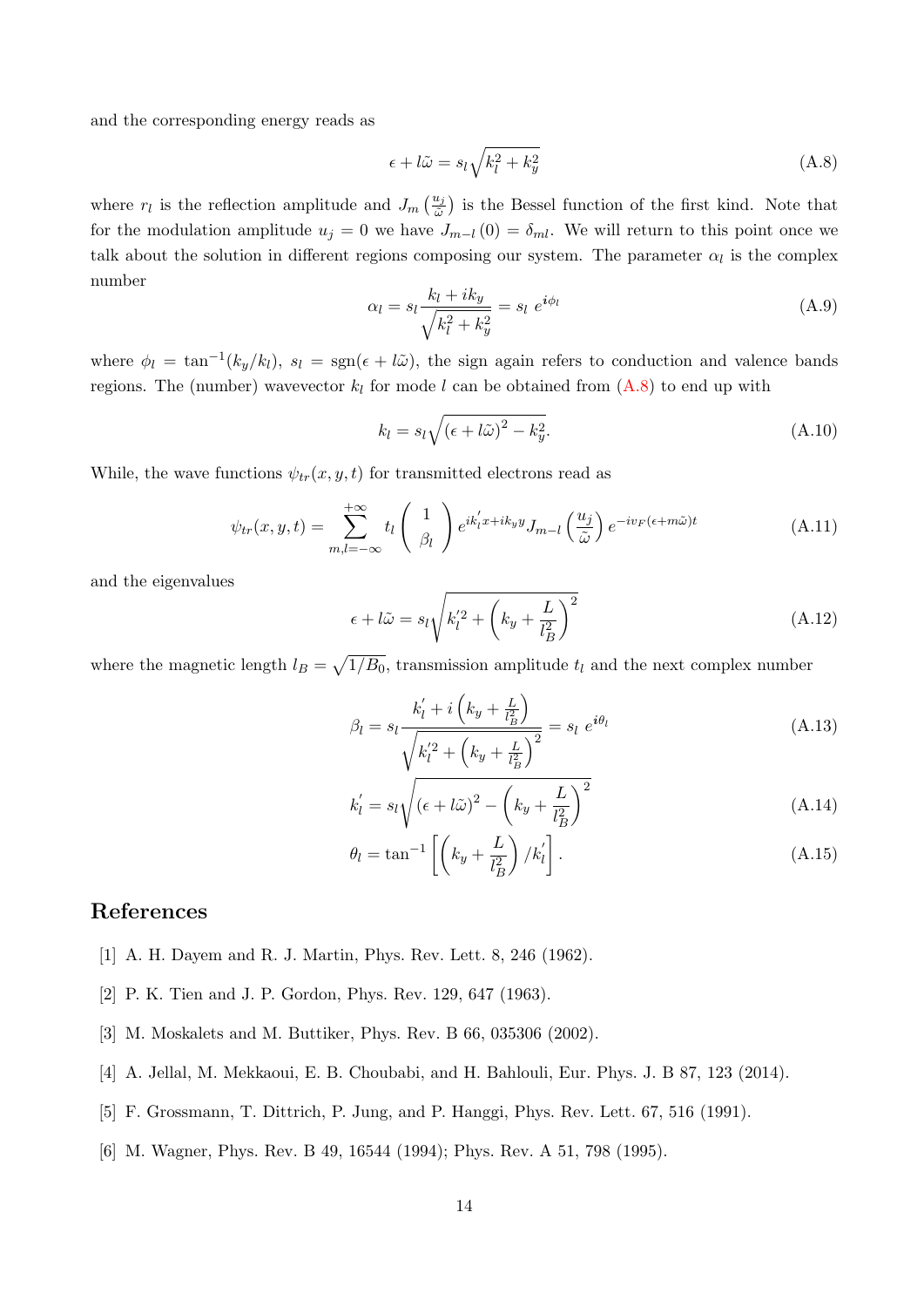and the corresponding energy reads as

$$\epsilon + l\tilde{\omega} = s_l \sqrt{k_l^2 + k_y^2} \tag{A.8}$$

where $r_l$ is the reflection amplitude and $J_m\left(\frac{u_j}{\tilde{\omega}}\right)$ is the Bessel function of the first kind. Note that for the modulation amplitude $u_j = 0$ we have $J_{m-l}(0) = \delta_{ml}$. We will return to this point once we talk about the solution in different regions composing our system. The parameter $\alpha_l$ is the complex number

$$\alpha_l = s_l \frac{k_l + ik_y}{\sqrt{k_l^2 + k_y^2}} = s_l \; e^{i\phi_l} \tag{A.9}$$

where $\phi_l = \tan^{-1}(k_y/k_l)$, $s_l = \text{sgn}(\epsilon + l\tilde{\omega})$, the sign again refers to conduction and valence bands regions. The (number) wavevector $k_l$ for mode $l$ can be obtained from (A.8) to end up with

$$k_l = s_l \sqrt{(\epsilon + l\tilde{\omega})^2 - k_y^2}. \tag{A.10}$$

While, the wave functions $\psi_{tr}(x, y, t)$ for transmitted electrons read as

$$\psi_{tr}(x, y, t) = \sum_{m,l=-\infty}^{+\infty} t_l \begin{pmatrix} 1 \\ \beta_l \end{pmatrix} e^{ik_l' x + ik_y y} J_{m-l}\left(\frac{u_j}{\tilde{\omega}}\right) e^{-iv_F(\epsilon + m\tilde{\omega})t} \tag{A.11}$$

and the eigenvalues

$$\epsilon + l\tilde{\omega} = s_l \sqrt{k_l'^2 + \left(k_y + \frac{L}{l_B^2}\right)^2} \tag{A.12}$$

where the magnetic length $l_B = \sqrt{1/B_0}$, transmission amplitude $t_l$ and the next complex number

$$\beta_l = s_l \frac{k_l' + i\left(k_y + \frac{L}{l_B^2}\right)}{\sqrt{k_l'^2 + \left(k_y + \frac{L}{l_B^2}\right)^2}} = s_l \; e^{i\theta_l} \tag{A.13}$$

$$k_l' = s_l \sqrt{(\epsilon + l\tilde{\omega})^2 - \left(k_y + \frac{L}{l_B^2}\right)^2} \tag{A.14}$$

$$\theta_l = \tan^{-1}\left[\left(k_y + \frac{L}{l_B^2}\right)/k_l'\right]. \tag{A.15}$$

## References

[1] A. H. Dayem and R. J. Martin, Phys. Rev. Lett. 8, 246 (1962).

[2] P. K. Tien and J. P. Gordon, Phys. Rev. 129, 647 (1963).

[3] M. Moskalets and M. Buttiker, Phys. Rev. B 66, 035306 (2002).

[4] A. Jellal, M. Mekkaoui, E. B. Choubabi, and H. Bahlouli, Eur. Phys. J. B 87, 123 (2014).

[5] F. Grossmann, T. Dittrich, P. Jung, and P. Hanggi, Phys. Rev. Lett. 67, 516 (1991).

[6] M. Wagner, Phys. Rev. B 49, 16544 (1994); Phys. Rev. A 51, 798 (1995).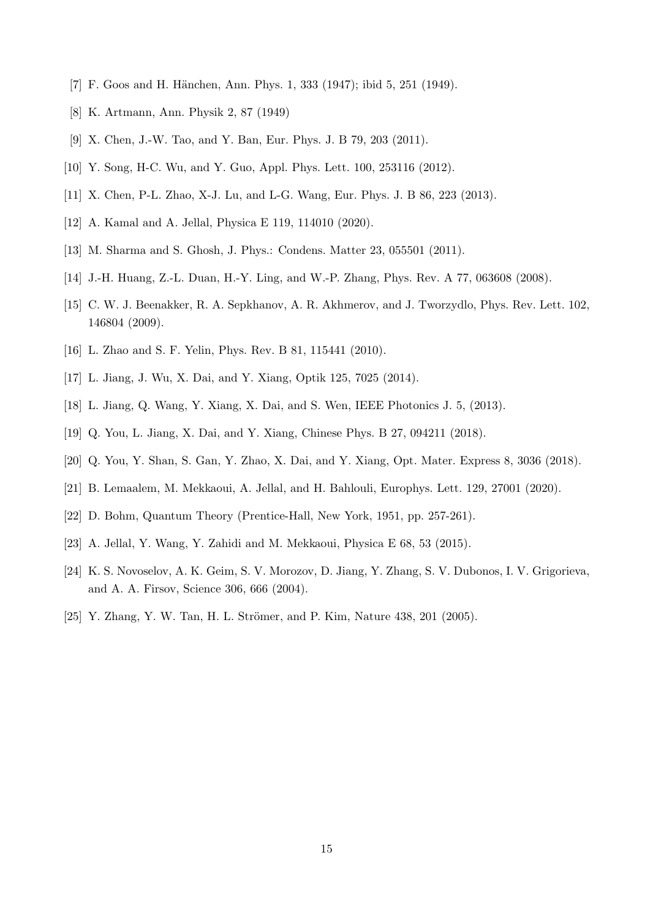[7] F. Goos and H. Hänchen, Ann. Phys. 1, 333 (1947); ibid 5, 251 (1949).

[8] K. Artmann, Ann. Physik 2, 87 (1949)

[9] X. Chen, J.-W. Tao, and Y. Ban, Eur. Phys. J. B 79, 203 (2011).

[10] Y. Song, H-C. Wu, and Y. Guo, Appl. Phys. Lett. 100, 253116 (2012).

[11] X. Chen, P-L. Zhao, X-J. Lu, and L-G. Wang, Eur. Phys. J. B 86, 223 (2013).

[12] A. Kamal and A. Jellal, Physica E 119, 114010 (2020).

[13] M. Sharma and S. Ghosh, J. Phys.: Condens. Matter 23, 055501 (2011).

[14] J.-H. Huang, Z.-L. Duan, H.-Y. Ling, and W.-P. Zhang, Phys. Rev. A 77, 063608 (2008).

[15] C. W. J. Beenakker, R. A. Sepkhanov, A. R. Akhmerov, and J. Tworzydlo, Phys. Rev. Lett. 102, 146804 (2009).

[16] L. Zhao and S. F. Yelin, Phys. Rev. B 81, 115441 (2010).

[17] L. Jiang, J. Wu, X. Dai, and Y. Xiang, Optik 125, 7025 (2014).

[18] L. Jiang, Q. Wang, Y. Xiang, X. Dai, and S. Wen, IEEE Photonics J. 5, (2013).

[19] Q. You, L. Jiang, X. Dai, and Y. Xiang, Chinese Phys. B 27, 094211 (2018).

[20] Q. You, Y. Shan, S. Gan, Y. Zhao, X. Dai, and Y. Xiang, Opt. Mater. Express 8, 3036 (2018).

[21] B. Lemaalem, M. Mekkaoui, A. Jellal, and H. Bahlouli, Europhys. Lett. 129, 27001 (2020).

[22] D. Bohm, Quantum Theory (Prentice-Hall, New York, 1951, pp. 257-261).

[23] A. Jellal, Y. Wang, Y. Zahidi and M. Mekkaoui, Physica E 68, 53 (2015).

[24] K. S. Novoselov, A. K. Geim, S. V. Morozov, D. Jiang, Y. Zhang, S. V. Dubonos, I. V. Grigorieva, and A. A. Firsov, Science 306, 666 (2004).

[25] Y. Zhang, Y. W. Tan, H. L. Strömer, and P. Kim, Nature 438, 201 (2005).